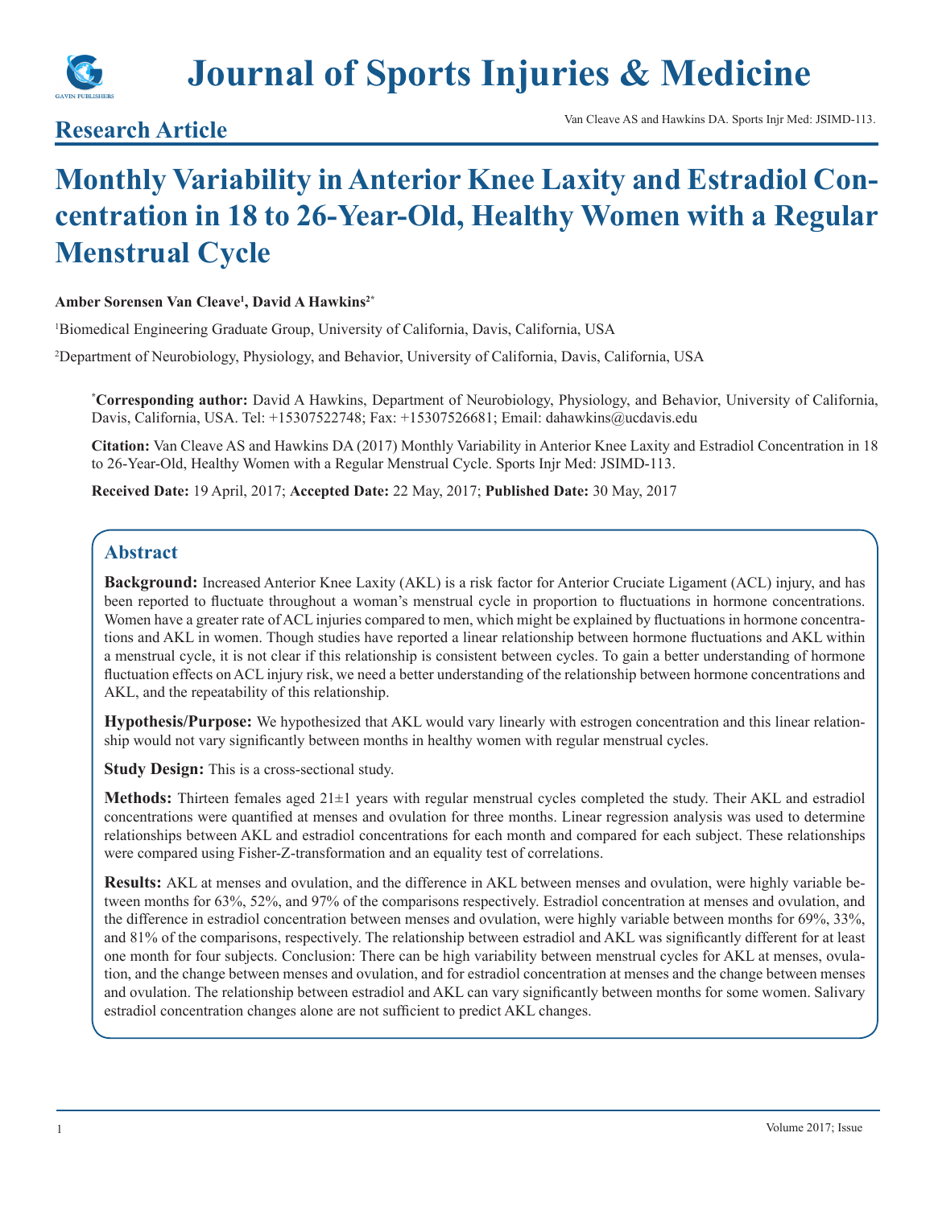# Journal of Sports Injuries & Medicine

## Research Article

Van Cleave AS and Hawkins DA. Sports Injr Med: JSIMD-113.

# Monthly Variability in Anterior Knee Laxity and Estradiol Concentration in 18 to 26-Year-Old, Healthy Women with a Regular Menstrual Cycle

**Amber Sorensen Van Cleave[1], David A Hawkins[2*]**

[1]Biomedical Engineering Graduate Group, University of California, Davis, California, USA

[2]Department of Neurobiology, Physiology, and Behavior, University of California, Davis, California, USA

**[*]Corresponding author:** David A Hawkins, Department of Neurobiology, Physiology, and Behavior, University of California, Davis, California, USA. Tel: +15307522748; Fax: +15307526681; Email: dahawkins@ucdavis.edu

**Citation:** Van Cleave AS and Hawkins DA (2017) Monthly Variability in Anterior Knee Laxity and Estradiol Concentration in 18 to 26-Year-Old, Healthy Women with a Regular Menstrual Cycle. Sports Injr Med: JSIMD-113.

**Received Date:** 19 April, 2017; **Accepted Date:** 22 May, 2017; **Published Date:** 30 May, 2017

## Abstract

**Background:** Increased Anterior Knee Laxity (AKL) is a risk factor for Anterior Cruciate Ligament (ACL) injury, and has been reported to fluctuate throughout a woman's menstrual cycle in proportion to fluctuations in hormone concentrations. Women have a greater rate of ACL injuries compared to men, which might be explained by fluctuations in hormone concentrations and AKL in women. Though studies have reported a linear relationship between hormone fluctuations and AKL within a menstrual cycle, it is not clear if this relationship is consistent between cycles. To gain a better understanding of hormone fluctuation effects on ACL injury risk, we need a better understanding of the relationship between hormone concentrations and AKL, and the repeatability of this relationship.

**Hypothesis/Purpose:** We hypothesized that AKL would vary linearly with estrogen concentration and this linear relationship would not vary significantly between months in healthy women with regular menstrual cycles.

**Study Design:** This is a cross-sectional study.

**Methods:** Thirteen females aged 21±1 years with regular menstrual cycles completed the study. Their AKL and estradiol concentrations were quantified at menses and ovulation for three months. Linear regression analysis was used to determine relationships between AKL and estradiol concentrations for each month and compared for each subject. These relationships were compared using Fisher-Z-transformation and an equality test of correlations.

**Results:** AKL at menses and ovulation, and the difference in AKL between menses and ovulation, were highly variable between months for 63%, 52%, and 97% of the comparisons respectively. Estradiol concentration at menses and ovulation, and the difference in estradiol concentration between menses and ovulation, were highly variable between months for 69%, 33%, and 81% of the comparisons, respectively. The relationship between estradiol and AKL was significantly different for at least one month for four subjects. Conclusion: There can be high variability between menstrual cycles for AKL at menses, ovulation, and the change between menses and ovulation, and for estradiol concentration at menses and the change between menses and ovulation. The relationship between estradiol and AKL can vary significantly between months for some women. Salivary estradiol concentration changes alone are not sufficient to predict AKL changes.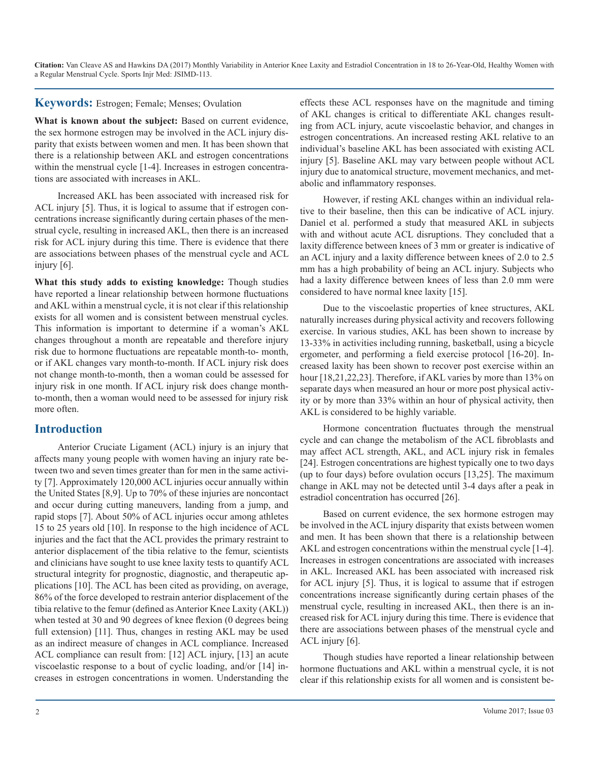**Keywords:** Estrogen; Female; Menses; Ovulation

**What is known about the subject:** Based on current evidence, the sex hormone estrogen may be involved in the ACL injury disparity that exists between women and men. It has been shown that there is a relationship between AKL and estrogen concentrations within the menstrual cycle [1-4]. Increases in estrogen concentrations are associated with increases in AKL.

Increased AKL has been associated with increased risk for ACL injury [5]. Thus, it is logical to assume that if estrogen concentrations increase significantly during certain phases of the menstrual cycle, resulting in increased AKL, then there is an increased risk for ACL injury during this time. There is evidence that there are associations between phases of the menstrual cycle and ACL injury [6].

**What this study adds to existing knowledge:** Though studies have reported a linear relationship between hormone fluctuations and AKL within a menstrual cycle, it is not clear if this relationship exists for all women and is consistent between menstrual cycles. This information is important to determine if a woman's AKL changes throughout a month are repeatable and therefore injury risk due to hormone fluctuations are repeatable month-to- month, or if AKL changes vary month-to-month. If ACL injury risk does not change month-to-month, then a woman could be assessed for injury risk in one month. If ACL injury risk does change month-to-month, then a woman would need to be assessed for injury risk more often.

## Introduction

Anterior Cruciate Ligament (ACL) injury is an injury that affects many young people with women having an injury rate between two and seven times greater than for men in the same activity [7]. Approximately 120,000 ACL injuries occur annually within the United States [8,9]. Up to 70% of these injuries are noncontact and occur during cutting maneuvers, landing from a jump, and rapid stops [7]. About 50% of ACL injuries occur among athletes 15 to 25 years old [10]. In response to the high incidence of ACL injuries and the fact that the ACL provides the primary restraint to anterior displacement of the tibia relative to the femur, scientists and clinicians have sought to use knee laxity tests to quantify ACL structural integrity for prognostic, diagnostic, and therapeutic applications [10]. The ACL has been cited as providing, on average, 86% of the force developed to restrain anterior displacement of the tibia relative to the femur (defined as Anterior Knee Laxity (AKL)) when tested at 30 and 90 degrees of knee flexion (0 degrees being full extension) [11]. Thus, changes in resting AKL may be used as an indirect measure of changes in ACL compliance. Increased ACL compliance can result from: [12] ACL injury, [13] an acute viscoelastic response to a bout of cyclic loading, and/or [14] increases in estrogen concentrations in women. Understanding the effects these ACL responses have on the magnitude and timing of AKL changes is critical to differentiate AKL changes resulting from ACL injury, acute viscoelastic behavior, and changes in estrogen concentrations. An increased resting AKL relative to an individual's baseline AKL has been associated with existing ACL injury [5]. Baseline AKL may vary between people without ACL injury due to anatomical structure, movement mechanics, and metabolic and inflammatory responses.

However, if resting AKL changes within an individual relative to their baseline, then this can be indicative of ACL injury. Daniel et al. performed a study that measured AKL in subjects with and without acute ACL disruptions. They concluded that a laxity difference between knees of 3 mm or greater is indicative of an ACL injury and a laxity difference between knees of 2.0 to 2.5 mm has a high probability of being an ACL injury. Subjects who had a laxity difference between knees of less than 2.0 mm were considered to have normal knee laxity [15].

Due to the viscoelastic properties of knee structures, AKL naturally increases during physical activity and recovers following exercise. In various studies, AKL has been shown to increase by 13-33% in activities including running, basketball, using a bicycle ergometer, and performing a field exercise protocol [16-20]. Increased laxity has been shown to recover post exercise within an hour [18,21,22,23]. Therefore, if AKL varies by more than 13% on separate days when measured an hour or more post physical activity or by more than 33% within an hour of physical activity, then AKL is considered to be highly variable.

Hormone concentration fluctuates through the menstrual cycle and can change the metabolism of the ACL fibroblasts and may affect ACL strength, AKL, and ACL injury risk in females [24]. Estrogen concentrations are highest typically one to two days (up to four days) before ovulation occurs [13,25]. The maximum change in AKL may not be detected until 3-4 days after a peak in estradiol concentration has occurred [26].

Based on current evidence, the sex hormone estrogen may be involved in the ACL injury disparity that exists between women and men. It has been shown that there is a relationship between AKL and estrogen concentrations within the menstrual cycle [1-4]. Increases in estrogen concentrations are associated with increases in AKL. Increased AKL has been associated with increased risk for ACL injury [5]. Thus, it is logical to assume that if estrogen concentrations increase significantly during certain phases of the menstrual cycle, resulting in increased AKL, then there is an increased risk for ACL injury during this time. There is evidence that there are associations between phases of the menstrual cycle and ACL injury [6].

Though studies have reported a linear relationship between hormone fluctuations and AKL within a menstrual cycle, it is not clear if this relationship exists for all women and is consistent be-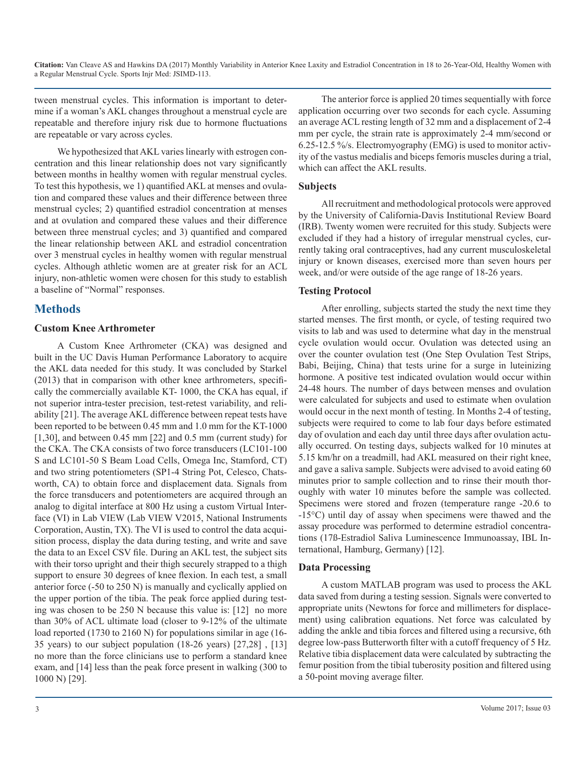tween menstrual cycles. This information is important to determine if a woman's AKL changes throughout a menstrual cycle are repeatable and therefore injury risk due to hormone fluctuations are repeatable or vary across cycles.

We hypothesized that AKL varies linearly with estrogen concentration and this linear relationship does not vary significantly between months in healthy women with regular menstrual cycles. To test this hypothesis, we 1) quantified AKL at menses and ovulation and compared these values and their difference between three menstrual cycles; 2) quantified estradiol concentration at menses and at ovulation and compared these values and their difference between three menstrual cycles; and 3) quantified and compared the linear relationship between AKL and estradiol concentration over 3 menstrual cycles in healthy women with regular menstrual cycles. Although athletic women are at greater risk for an ACL injury, non-athletic women were chosen for this study to establish a baseline of "Normal" responses.

## Methods

### Custom Knee Arthrometer

A Custom Knee Arthrometer (CKA) was designed and built in the UC Davis Human Performance Laboratory to acquire the AKL data needed for this study. It was concluded by Starkel (2013) that in comparison with other knee arthrometers, specifically the commercially available KT- 1000, the CKA has equal, if not superior intra-tester precision, test-retest variability, and reliability [21]. The average AKL difference between repeat tests have been reported to be between 0.45 mm and 1.0 mm for the KT-1000 [1,30], and between 0.45 mm [22] and 0.5 mm (current study) for the CKA. The CKA consists of two force transducers (LC101-100 S and LC101-50 S Beam Load Cells, Omega Inc, Stamford, CT) and two string potentiometers (SP1-4 String Pot, Celesco, Chatsworth, CA) to obtain force and displacement data. Signals from the force transducers and potentiometers are acquired through an analog to digital interface at 800 Hz using a custom Virtual Interface (VI) in Lab VIEW (Lab VIEW V2015, National Instruments Corporation, Austin, TX). The VI is used to control the data acquisition process, display the data during testing, and write and save the data to an Excel CSV file. During an AKL test, the subject sits with their torso upright and their thigh securely strapped to a thigh support to ensure 30 degrees of knee flexion. In each test, a small anterior force (-50 to 250 N) is manually and cyclically applied on the upper portion of the tibia. The peak force applied during testing was chosen to be 250 N because this value is: [12] no more than 30% of ACL ultimate load (closer to 9-12% of the ultimate load reported (1730 to 2160 N) for populations similar in age (16-35 years) to our subject population (18-26 years) [27,28] , [13] no more than the force clinicians use to perform a standard knee exam, and [14] less than the peak force present in walking (300 to 1000 N) [29].

The anterior force is applied 20 times sequentially with force application occurring over two seconds for each cycle. Assuming an average ACL resting length of 32 mm and a displacement of 2-4 mm per cycle, the strain rate is approximately 2-4 mm/second or 6.25-12.5 %/s. Electromyography (EMG) is used to monitor activity of the vastus medialis and biceps femoris muscles during a trial, which can affect the AKL results.

### Subjects

All recruitment and methodological protocols were approved by the University of California-Davis Institutional Review Board (IRB). Twenty women were recruited for this study. Subjects were excluded if they had a history of irregular menstrual cycles, currently taking oral contraceptives, had any current musculoskeletal injury or known diseases, exercised more than seven hours per week, and/or were outside of the age range of 18-26 years.

### Testing Protocol

After enrolling, subjects started the study the next time they started menses. The first month, or cycle, of testing required two visits to lab and was used to determine what day in the menstrual cycle ovulation would occur. Ovulation was detected using an over the counter ovulation test (One Step Ovulation Test Strips, Babi, Beijing, China) that tests urine for a surge in luteinizing hormone. A positive test indicated ovulation would occur within 24-48 hours. The number of days between menses and ovulation were calculated for subjects and used to estimate when ovulation would occur in the next month of testing. In Months 2-4 of testing, subjects were required to come to lab four days before estimated day of ovulation and each day until three days after ovulation actually occurred. On testing days, subjects walked for 10 minutes at 5.15 km/hr on a treadmill, had AKL measured on their right knee, and gave a saliva sample. Subjects were advised to avoid eating 60 minutes prior to sample collection and to rinse their mouth thoroughly with water 10 minutes before the sample was collected. Specimens were stored and frozen (temperature range -20.6 to -15°C) until day of assay when specimens were thawed and the assay procedure was performed to determine estradiol concentrations (17ß-Estradiol Saliva Luminescence Immunoassay, IBL International, Hamburg, Germany) [12].

### Data Processing

A custom MATLAB program was used to process the AKL data saved from during a testing session. Signals were converted to appropriate units (Newtons for force and millimeters for displacement) using calibration equations. Net force was calculated by adding the ankle and tibia forces and filtered using a recursive, 6th degree low-pass Butterworth filter with a cutoff frequency of 5 Hz. Relative tibia displacement data were calculated by subtracting the femur position from the tibial tuberosity position and filtered using a 50-point moving average filter.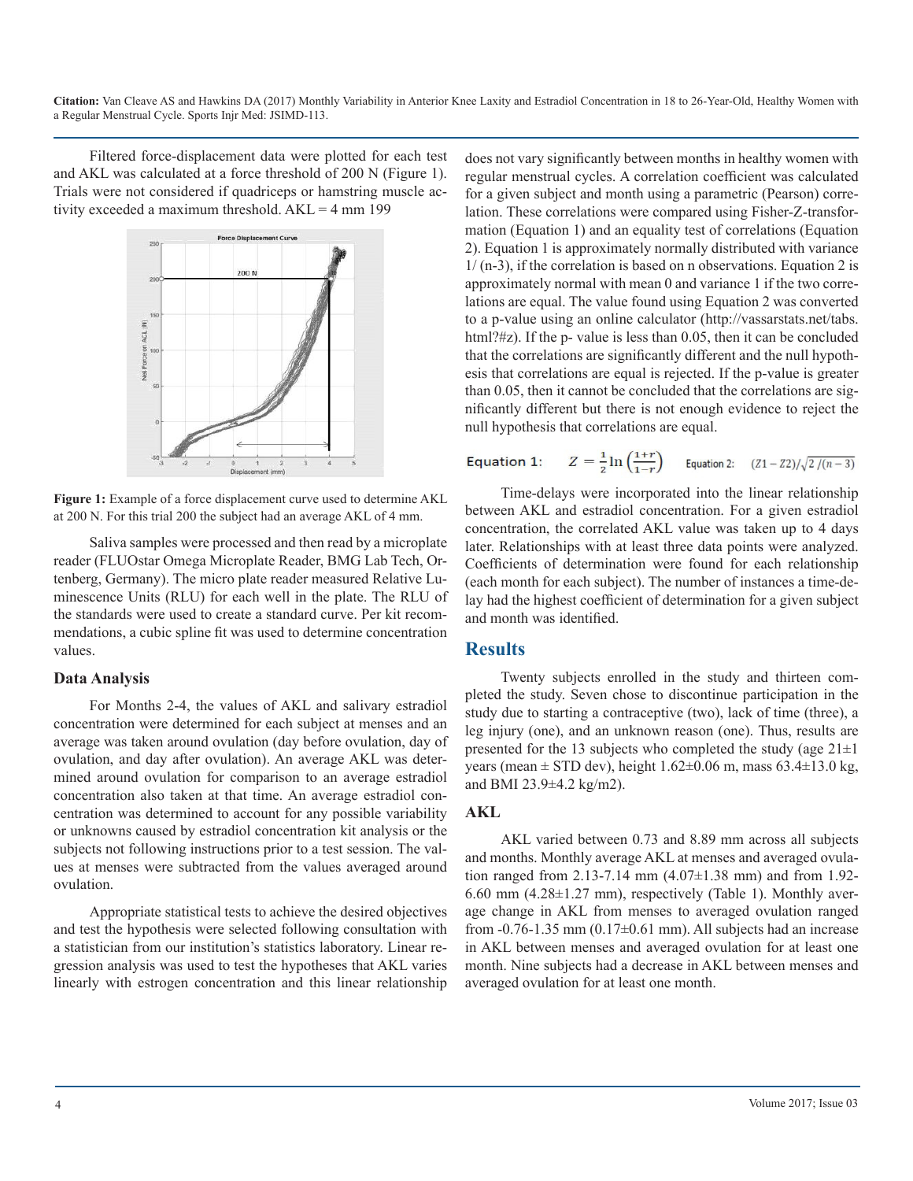Filtered force-displacement data were plotted for each test and AKL was calculated at a force threshold of 200 N (Figure 1). Trials were not considered if quadriceps or hamstring muscle activity exceeded a maximum threshold. AKL = 4 mm 199

**Figure 1:** Example of a force displacement curve used to determine AKL at 200 N. For this trial 200 the subject had an average AKL of 4 mm.

Saliva samples were processed and then read by a microplate reader (FLUOstar Omega Microplate Reader, BMG Lab Tech, Ortenberg, Germany). The micro plate reader measured Relative Luminescence Units (RLU) for each well in the plate. The RLU of the standards were used to create a standard curve. Per kit recommendations, a cubic spline fit was used to determine concentration values.

### Data Analysis

For Months 2-4, the values of AKL and salivary estradiol concentration were determined for each subject at menses and an average was taken around ovulation (day before ovulation, day of ovulation, and day after ovulation). An average AKL was determined around ovulation for comparison to an average estradiol concentration also taken at that time. An average estradiol concentration was determined to account for any possible variability or unknowns caused by estradiol concentration kit analysis or the subjects not following instructions prior to a test session. The values at menses were subtracted from the values averaged around ovulation.

Appropriate statistical tests to achieve the desired objectives and test the hypothesis were selected following consultation with a statistician from our institution's statistics laboratory. Linear regression analysis was used to test the hypotheses that AKL varies linearly with estrogen concentration and this linear relationship does not vary significantly between months in healthy women with regular menstrual cycles. A correlation coefficient was calculated for a given subject and month using a parametric (Pearson) correlation. These correlations were compared using Fisher-Z-transformation (Equation 1) and an equality test of correlations (Equation 2). Equation 1 is approximately normally distributed with variance 1/ (n-3), if the correlation is based on n observations. Equation 2 is approximately normal with mean 0 and variance 1 if the two correlations are equal. The value found using Equation 2 was converted to a p-value using an online calculator (http://vassarstats.net/tabs.html?#z). If the p- value is less than 0.05, then it can be concluded that the correlations are significantly different and the null hypothesis that correlations are equal is rejected. If the p-value is greater than 0.05, then it cannot be concluded that the correlations are significantly different but there is not enough evidence to reject the null hypothesis that correlations are equal.

Equation 1: $$Z = \frac{1}{2}\ln\left(\frac{1+r}{1-r}\right)$$ Equation 2: $$(Z1 - Z2)/\sqrt{2/(n-3)}$$

Time-delays were incorporated into the linear relationship between AKL and estradiol concentration. For a given estradiol concentration, the correlated AKL value was taken up to 4 days later. Relationships with at least three data points were analyzed. Coefficients of determination were found for each relationship (each month for each subject). The number of instances a time-delay had the highest coefficient of determination for a given subject and month was identified.

## Results

Twenty subjects enrolled in the study and thirteen completed the study. Seven chose to discontinue participation in the study due to starting a contraceptive (two), lack of time (three), a leg injury (one), and an unknown reason (one). Thus, results are presented for the 13 subjects who completed the study (age 21±1 years (mean ± STD dev), height 1.62±0.06 m, mass 63.4±13.0 kg, and BMI 23.9±4.2 kg/m2).

### AKL

AKL varied between 0.73 and 8.89 mm across all subjects and months. Monthly average AKL at menses and averaged ovulation ranged from 2.13-7.14 mm (4.07±1.38 mm) and from 1.92-6.60 mm (4.28±1.27 mm), respectively (Table 1). Monthly average change in AKL from menses to averaged ovulation ranged from -0.76-1.35 mm (0.17±0.61 mm). All subjects had an increase in AKL between menses and averaged ovulation for at least one month. Nine subjects had a decrease in AKL between menses and averaged ovulation for at least one month.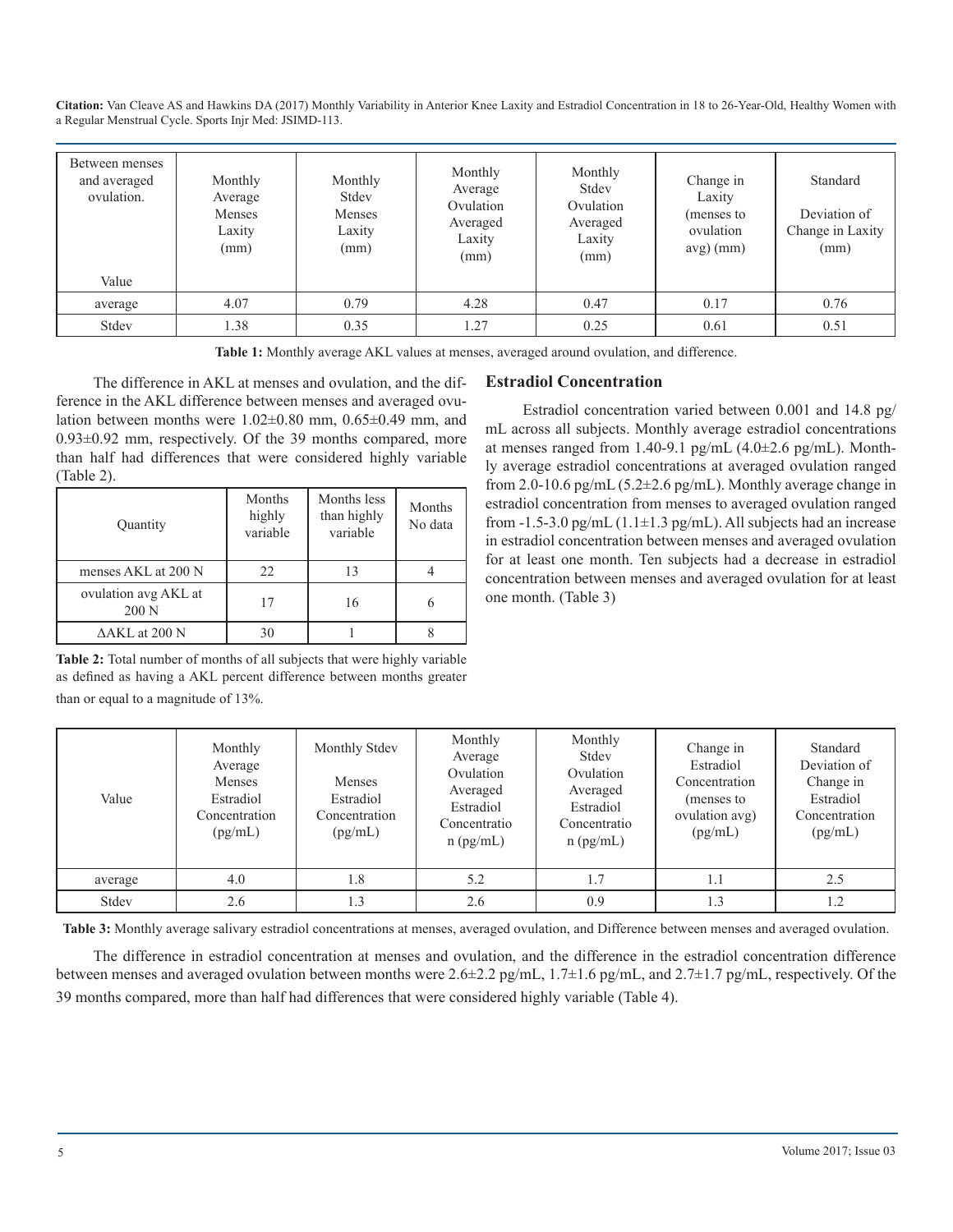| Between menses and averaged ovulation. Value | Monthly Average Menses Laxity (mm) | Monthly Stdev Menses Laxity (mm) | Monthly Average Ovulation Averaged Laxity (mm) | Monthly Stdev Ovulation Averaged Laxity (mm) | Change in Laxity (menses to ovulation avg) (mm) | Standard Deviation of Change in Laxity (mm) |
|---|---|---|---|---|---|---|
| average | 4.07 | 0.79 | 4.28 | 0.47 | 0.17 | 0.76 |
| Stdev | 1.38 | 0.35 | 1.27 | 0.25 | 0.61 | 0.51 |

**Table 1:** Monthly average AKL values at menses, averaged around ovulation, and difference.

The difference in AKL at menses and ovulation, and the difference in the AKL difference between menses and averaged ovulation between months were 1.02±0.80 mm, 0.65±0.49 mm, and 0.93±0.92 mm, respectively. Of the 39 months compared, more than half had differences that were considered highly variable (Table 2).

| Quantity | Months highly variable | Months less than highly variable | Months No data |
|---|---|---|---|
| menses AKL at 200 N | 22 | 13 | 4 |
| ovulation avg AKL at 200 N | 17 | 16 | 6 |
| ΔAKL at 200 N | 30 | 1 | 8 |

**Table 2:** Total number of months of all subjects that were highly variable as defined as having a AKL percent difference between months greater than or equal to a magnitude of 13%.

## Estradiol Concentration

Estradiol concentration varied between 0.001 and 14.8 pg/mL across all subjects. Monthly average estradiol concentrations at menses ranged from 1.40-9.1 pg/mL (4.0±2.6 pg/mL). Monthly average estradiol concentrations at averaged ovulation ranged from 2.0-10.6 pg/mL (5.2±2.6 pg/mL). Monthly average change in estradiol concentration from menses to averaged ovulation ranged from -1.5-3.0 pg/mL (1.1±1.3 pg/mL). All subjects had an increase in estradiol concentration between menses and averaged ovulation for at least one month. Ten subjects had a decrease in estradiol concentration between menses and averaged ovulation for at least one month. (Table 3)

| Value | Monthly Average Menses Estradiol Concentration (pg/mL) | Monthly Stdev Menses Estradiol Concentration (pg/mL) | Monthly Average Ovulation Averaged Estradiol Concentration (pg/mL) | Monthly Stdev Ovulation Averaged Estradiol Concentration (pg/mL) | Change in Estradiol Concentration (menses to ovulation avg) (pg/mL) | Standard Deviation of Change in Estradiol Concentration (pg/mL) |
|---|---|---|---|---|---|---|
| average | 4.0 | 1.8 | 5.2 | 1.7 | 1.1 | 2.5 |
| Stdev | 2.6 | 1.3 | 2.6 | 0.9 | 1.3 | 1.2 |

**Table 3:** Monthly average salivary estradiol concentrations at menses, averaged ovulation, and Difference between menses and averaged ovulation.

The difference in estradiol concentration at menses and ovulation, and the difference in the estradiol concentration difference between menses and averaged ovulation between months were 2.6±2.2 pg/mL, 1.7±1.6 pg/mL, and 2.7±1.7 pg/mL, respectively. Of the 39 months compared, more than half had differences that were considered highly variable (Table 4).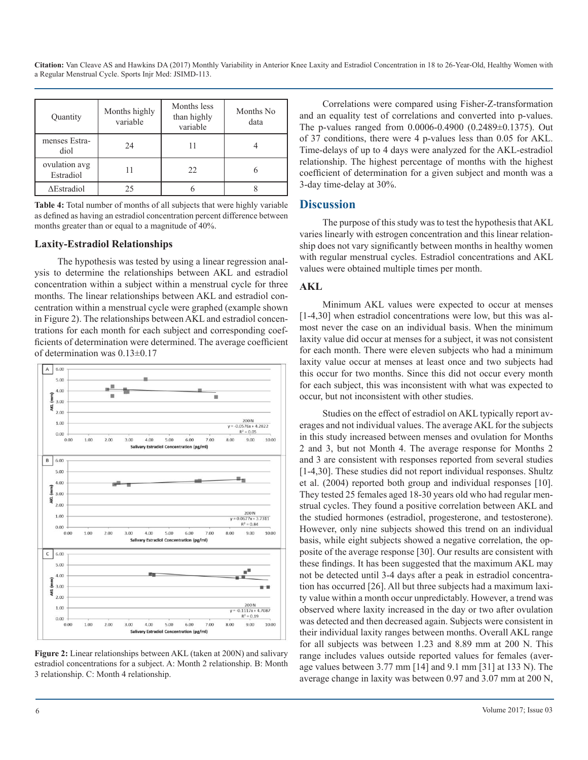| Quantity | Months highly variable | Months less than highly variable | Months No data |
|---|---|---|---|
| menses Estradiol | 24 | 11 | 4 |
| ovulation avg Estradiol | 11 | 22 | 6 |
| ΔEstradiol | 25 | 6 | 8 |

**Table 4:** Total number of months of all subjects that were highly variable as defined as having an estradiol concentration percent difference between months greater than or equal to a magnitude of 40%.

### Laxity-Estradiol Relationships

The hypothesis was tested by using a linear regression analysis to determine the relationships between AKL and estradiol concentration within a subject within a menstrual cycle for three months. The linear relationships between AKL and estradiol concentration within a menstrual cycle were graphed (example shown in Figure 2). The relationships between AKL and estradiol concentrations for each month for each subject and corresponding coefficients of determination were determined. The average coefficient of determination was 0.13±0.17

**Figure 2:** Linear relationships between AKL (taken at 200N) and salivary estradiol concentrations for a subject. A: Month 2 relationship. B: Month 3 relationship. C: Month 4 relationship.

Correlations were compared using Fisher-Z-transformation and an equality test of correlations and converted into p-values. The p-values ranged from 0.0006-0.4900 (0.2489±0.1375). Out of 37 conditions, there were 4 p-values less than 0.05 for AKL. Time-delays of up to 4 days were analyzed for the AKL-estradiol relationship. The highest percentage of months with the highest coefficient of determination for a given subject and month was a 3-day time-delay at 30%.

## Discussion

The purpose of this study was to test the hypothesis that AKL varies linearly with estrogen concentration and this linear relationship does not vary significantly between months in healthy women with regular menstrual cycles. Estradiol concentrations and AKL values were obtained multiple times per month.

### AKL

Minimum AKL values were expected to occur at menses [1-4,30] when estradiol concentrations were low, but this was almost never the case on an individual basis. When the minimum laxity value did occur at menses for a subject, it was not consistent for each month. There were eleven subjects who had a minimum laxity value occur at menses at least once and two subjects had this occur for two months. Since this did not occur every month for each subject, this was inconsistent with what was expected to occur, but not inconsistent with other studies.

Studies on the effect of estradiol on AKL typically report averages and not individual values. The average AKL for the subjects in this study increased between menses and ovulation for Months 2 and 3, but not Month 4. The average response for Months 2 and 3 are consistent with responses reported from several studies [1-4,30]. These studies did not report individual responses. Shultz et al. (2004) reported both group and individual responses [10]. They tested 25 females aged 18-30 years old who had regular menstrual cycles. They found a positive correlation between AKL and the studied hormones (estradiol, progesterone, and testosterone). However, only nine subjects showed this trend on an individual basis, while eight subjects showed a negative correlation, the opposite of the average response [30]. Our results are consistent with these findings. It has been suggested that the maximum AKL may not be detected until 3-4 days after a peak in estradiol concentration has occurred [26]. All but three subjects had a maximum laxity value within a month occur unpredictably. However, a trend was observed where laxity increased in the day or two after ovulation was detected and then decreased again. Subjects were consistent in their individual laxity ranges between months. Overall AKL range for all subjects was between 1.23 and 8.89 mm at 200 N. This range includes values outside reported values for females (average values between 3.77 mm [14] and 9.1 mm [31] at 133 N). The average change in laxity was between 0.97 and 3.07 mm at 200 N,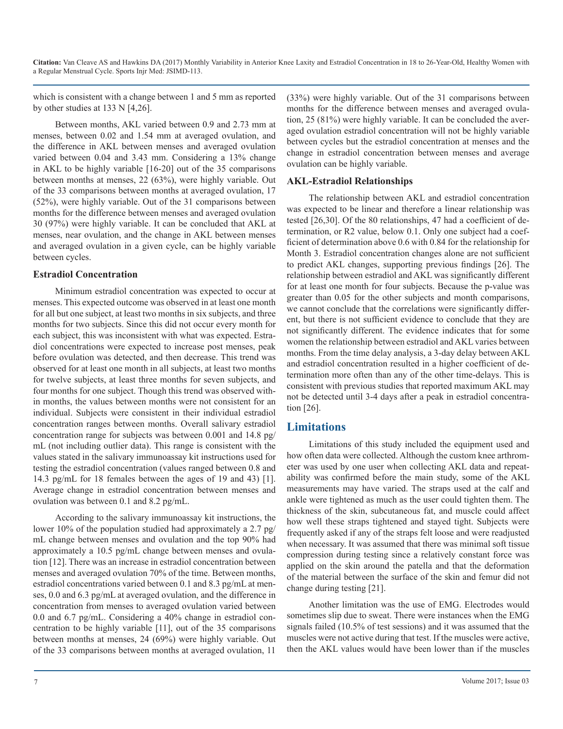which is consistent with a change between 1 and 5 mm as reported by other studies at 133 N [4,26].

Between months, AKL varied between 0.9 and 2.73 mm at menses, between 0.02 and 1.54 mm at averaged ovulation, and the difference in AKL between menses and averaged ovulation varied between 0.04 and 3.43 mm. Considering a 13% change in AKL to be highly variable [16-20] out of the 35 comparisons between months at menses, 22 (63%), were highly variable. Out of the 33 comparisons between months at averaged ovulation, 17 (52%), were highly variable. Out of the 31 comparisons between months for the difference between menses and averaged ovulation 30 (97%) were highly variable. It can be concluded that AKL at menses, near ovulation, and the change in AKL between menses and averaged ovulation in a given cycle, can be highly variable between cycles.

### Estradiol Concentration

Minimum estradiol concentration was expected to occur at menses. This expected outcome was observed in at least one month for all but one subject, at least two months in six subjects, and three months for two subjects. Since this did not occur every month for each subject, this was inconsistent with what was expected. Estradiol concentrations were expected to increase post menses, peak before ovulation was detected, and then decrease. This trend was observed for at least one month in all subjects, at least two months for twelve subjects, at least three months for seven subjects, and four months for one subject. Though this trend was observed within months, the values between months were not consistent for an individual. Subjects were consistent in their individual estradiol concentration ranges between months. Overall salivary estradiol concentration range for subjects was between 0.001 and 14.8 pg/mL (not including outlier data). This range is consistent with the values stated in the salivary immunoassay kit instructions used for testing the estradiol concentration (values ranged between 0.8 and 14.3 pg/mL for 18 females between the ages of 19 and 43) [1]. Average change in estradiol concentration between menses and ovulation was between 0.1 and 8.2 pg/mL.

According to the salivary immunoassay kit instructions, the lower 10% of the population studied had approximately a 2.7 pg/mL change between menses and ovulation and the top 90% had approximately a 10.5 pg/mL change between menses and ovulation [12]. There was an increase in estradiol concentration between menses and averaged ovulation 70% of the time. Between months, estradiol concentrations varied between 0.1 and 8.3 pg/mL at menses, 0.0 and 6.3 pg/mL at averaged ovulation, and the difference in concentration from menses to averaged ovulation varied between 0.0 and 6.7 pg/mL. Considering a 40% change in estradiol concentration to be highly variable [11], out of the 35 comparisons between months at menses, 24 (69%) were highly variable. Out of the 33 comparisons between months at averaged ovulation, 11 (33%) were highly variable. Out of the 31 comparisons between months for the difference between menses and averaged ovulation, 25 (81%) were highly variable. It can be concluded the averaged ovulation estradiol concentration will not be highly variable between cycles but the estradiol concentration at menses and the change in estradiol concentration between menses and average ovulation can be highly variable.

### AKL-Estradiol Relationships

The relationship between AKL and estradiol concentration was expected to be linear and therefore a linear relationship was tested [26,30]. Of the 80 relationships, 47 had a coefficient of determination, or R2 value, below 0.1. Only one subject had a coefficient of determination above 0.6 with 0.84 for the relationship for Month 3. Estradiol concentration changes alone are not sufficient to predict AKL changes, supporting previous findings [26]. The relationship between estradiol and AKL was significantly different for at least one month for four subjects. Because the p-value was greater than 0.05 for the other subjects and month comparisons, we cannot conclude that the correlations were significantly different, but there is not sufficient evidence to conclude that they are not significantly different. The evidence indicates that for some women the relationship between estradiol and AKL varies between months. From the time delay analysis, a 3-day delay between AKL and estradiol concentration resulted in a higher coefficient of determination more often than any of the other time-delays. This is consistent with previous studies that reported maximum AKL may not be detected until 3-4 days after a peak in estradiol concentration [26].

## Limitations

Limitations of this study included the equipment used and how often data were collected. Although the custom knee arthrometer was used by one user when collecting AKL data and repeatability was confirmed before the main study, some of the AKL measurements may have varied. The straps used at the calf and ankle were tightened as much as the user could tighten them. The thickness of the skin, subcutaneous fat, and muscle could affect how well these straps tightened and stayed tight. Subjects were frequently asked if any of the straps felt loose and were readjusted when necessary. It was assumed that there was minimal soft tissue compression during testing since a relatively constant force was applied on the skin around the patella and that the deformation of the material between the surface of the skin and femur did not change during testing [21].

Another limitation was the use of EMG. Electrodes would sometimes slip due to sweat. There were instances when the EMG signals failed (10.5% of test sessions) and it was assumed that the muscles were not active during that test. If the muscles were active, then the AKL values would have been lower than if the muscles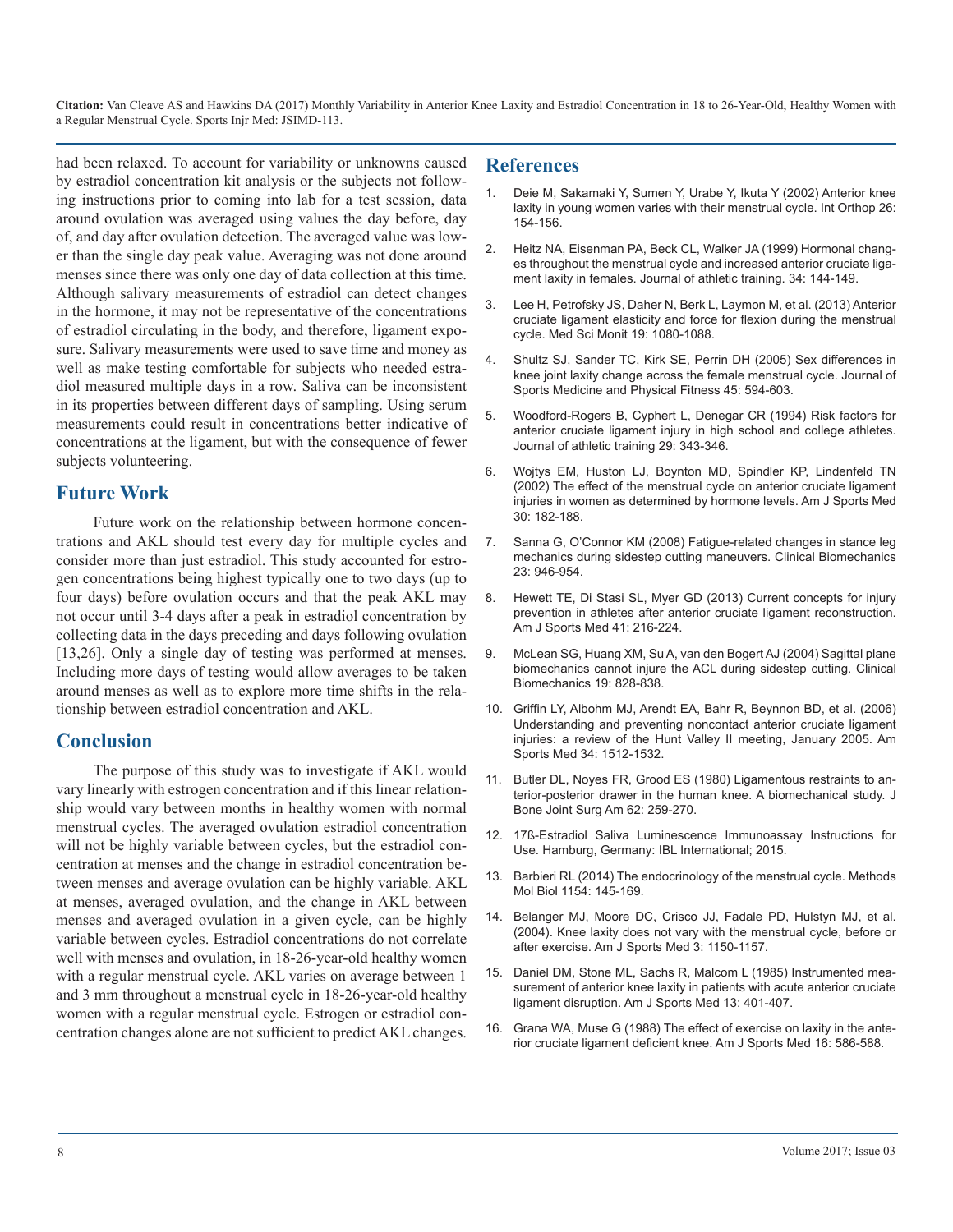had been relaxed. To account for variability or unknowns caused by estradiol concentration kit analysis or the subjects not following instructions prior to coming into lab for a test session, data around ovulation was averaged using values the day before, day of, and day after ovulation detection. The averaged value was lower than the single day peak value. Averaging was not done around menses since there was only one day of data collection at this time. Although salivary measurements of estradiol can detect changes in the hormone, it may not be representative of the concentrations of estradiol circulating in the body, and therefore, ligament exposure. Salivary measurements were used to save time and money as well as make testing comfortable for subjects who needed estradiol measured multiple days in a row. Saliva can be inconsistent in its properties between different days of sampling. Using serum measurements could result in concentrations better indicative of concentrations at the ligament, but with the consequence of fewer subjects volunteering.

## Future Work

Future work on the relationship between hormone concentrations and AKL should test every day for multiple cycles and consider more than just estradiol. This study accounted for estrogen concentrations being highest typically one to two days (up to four days) before ovulation occurs and that the peak AKL may not occur until 3-4 days after a peak in estradiol concentration by collecting data in the days preceding and days following ovulation [13,26]. Only a single day of testing was performed at menses. Including more days of testing would allow averages to be taken around menses as well as to explore more time shifts in the relationship between estradiol concentration and AKL.

## Conclusion

The purpose of this study was to investigate if AKL would vary linearly with estrogen concentration and if this linear relationship would vary between months in healthy women with normal menstrual cycles. The averaged ovulation estradiol concentration will not be highly variable between cycles, but the estradiol concentration at menses and the change in estradiol concentration between menses and average ovulation can be highly variable. AKL at menses, averaged ovulation, and the change in AKL between menses and averaged ovulation in a given cycle, can be highly variable between cycles. Estradiol concentrations do not correlate well with menses and ovulation, in 18-26-year-old healthy women with a regular menstrual cycle. AKL varies on average between 1 and 3 mm throughout a menstrual cycle in 18-26-year-old healthy women with a regular menstrual cycle. Estrogen or estradiol concentration changes alone are not sufficient to predict AKL changes.

## References

1. Deie M, Sakamaki Y, Sumen Y, Urabe Y, Ikuta Y (2002) Anterior knee laxity in young women varies with their menstrual cycle. Int Orthop 26: 154-156.
2. Heitz NA, Eisenman PA, Beck CL, Walker JA (1999) Hormonal changes throughout the menstrual cycle and increased anterior cruciate ligament laxity in females. Journal of athletic training. 34: 144-149.
3. Lee H, Petrofsky JS, Daher N, Berk L, Laymon M, et al. (2013) Anterior cruciate ligament elasticity and force for flexion during the menstrual cycle. Med Sci Monit 19: 1080-1088.
4. Shultz SJ, Sander TC, Kirk SE, Perrin DH (2005) Sex differences in knee joint laxity change across the female menstrual cycle. Journal of Sports Medicine and Physical Fitness 45: 594-603.
5. Woodford-Rogers B, Cyphert L, Denegar CR (1994) Risk factors for anterior cruciate ligament injury in high school and college athletes. Journal of athletic training 29: 343-346.
6. Wojtys EM, Huston LJ, Boynton MD, Spindler KP, Lindenfeld TN (2002) The effect of the menstrual cycle on anterior cruciate ligament injuries in women as determined by hormone levels. Am J Sports Med 30: 182-188.
7. Sanna G, O'Connor KM (2008) Fatigue-related changes in stance leg mechanics during sidestep cutting maneuvers. Clinical Biomechanics 23: 946-954.
8. Hewett TE, Di Stasi SL, Myer GD (2013) Current concepts for injury prevention in athletes after anterior cruciate ligament reconstruction. Am J Sports Med 41: 216-224.
9. McLean SG, Huang XM, Su A, van den Bogert AJ (2004) Sagittal plane biomechanics cannot injure the ACL during sidestep cutting. Clinical Biomechanics 19: 828-838.
10. Griffin LY, Albohm MJ, Arendt EA, Bahr R, Beynnon BD, et al. (2006) Understanding and preventing noncontact anterior cruciate ligament injuries: a review of the Hunt Valley II meeting, January 2005. Am J Sports Med 34: 1512-1532.
11. Butler DL, Noyes FR, Grood ES (1980) Ligamentous restraints to anterior-posterior drawer in the human knee. A biomechanical study. J Bone Joint Surg Am 62: 259-270.
12. 17ß-Estradiol Saliva Luminescence Immunoassay Instructions for Use. Hamburg, Germany: IBL International; 2015.
13. Barbieri RL (2014) The endocrinology of the menstrual cycle. Methods Mol Biol 1154: 145-169.
14. Belanger MJ, Moore DC, Crisco JJ, Fadale PD, Hulstyn MJ, et al. (2004). Knee laxity does not vary with the menstrual cycle, before or after exercise. Am J Sports Med 3: 1150-1157.
15. Daniel DM, Stone ML, Sachs R, Malcom L (1985) Instrumented measurement of anterior knee laxity in patients with acute anterior cruciate ligament disruption. Am J Sports Med 13: 401-407.
16. Grana WA, Muse G (1988) The effect of exercise on laxity in the anterior cruciate ligament deficient knee. Am J Sports Med 16: 586-588.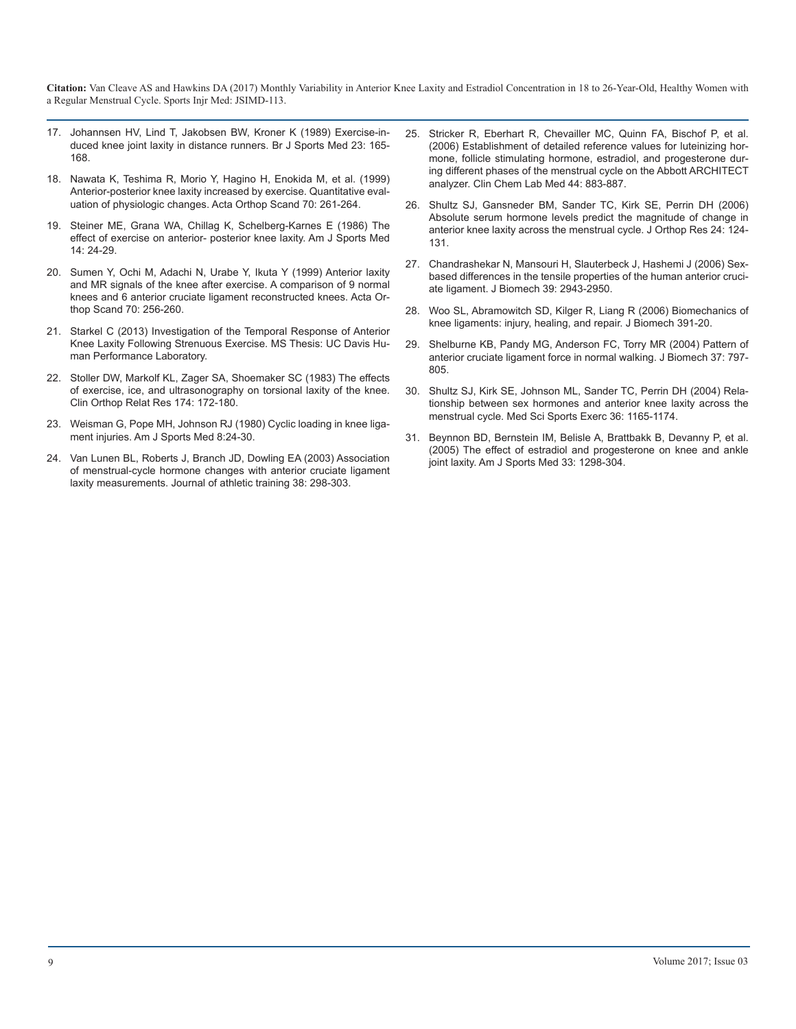17. Johannsen HV, Lind T, Jakobsen BW, Kroner K (1989) Exercise-induced knee joint laxity in distance runners. Br J Sports Med 23: 165-168.
18. Nawata K, Teshima R, Morio Y, Hagino H, Enokida M, et al. (1999) Anterior-posterior knee laxity increased by exercise. Quantitative evaluation of physiologic changes. Acta Orthop Scand 70: 261-264.
19. Steiner ME, Grana WA, Chillag K, Schelberg-Karnes E (1986) The effect of exercise on anterior- posterior knee laxity. Am J Sports Med 14: 24-29.
20. Sumen Y, Ochi M, Adachi N, Urabe Y, Ikuta Y (1999) Anterior laxity and MR signals of the knee after exercise. A comparison of 9 normal knees and 6 anterior cruciate ligament reconstructed knees. Acta Orthop Scand 70: 256-260.
21. Starkel C (2013) Investigation of the Temporal Response of Anterior Knee Laxity Following Strenuous Exercise. MS Thesis: UC Davis Human Performance Laboratory.
22. Stoller DW, Markolf KL, Zager SA, Shoemaker SC (1983) The effects of exercise, ice, and ultrasonography on torsional laxity of the knee. Clin Orthop Relat Res 174: 172-180.
23. Weisman G, Pope MH, Johnson RJ (1980) Cyclic loading in knee ligament injuries. Am J Sports Med 8:24-30.
24. Van Lunen BL, Roberts J, Branch JD, Dowling EA (2003) Association of menstrual-cycle hormone changes with anterior cruciate ligament laxity measurements. Journal of athletic training 38: 298-303.
25. Stricker R, Eberhart R, Chevailler MC, Quinn FA, Bischof P, et al. (2006) Establishment of detailed reference values for luteinizing hormone, follicle stimulating hormone, estradiol, and progesterone during different phases of the menstrual cycle on the Abbott ARCHITECT analyzer. Clin Chem Lab Med 44: 883-887.
26. Shultz SJ, Gansneder BM, Sander TC, Kirk SE, Perrin DH (2006) Absolute serum hormone levels predict the magnitude of change in anterior knee laxity across the menstrual cycle. J Orthop Res 24: 124-131.
27. Chandrashekar N, Mansouri H, Slauterbeck J, Hashemi J (2006) Sex-based differences in the tensile properties of the human anterior cruciate ligament. J Biomech 39: 2943-2950.
28. Woo SL, Abramowitch SD, Kilger R, Liang R (2006) Biomechanics of knee ligaments: injury, healing, and repair. J Biomech 391-20.
29. Shelburne KB, Pandy MG, Anderson FC, Torry MR (2004) Pattern of anterior cruciate ligament force in normal walking. J Biomech 37: 797-805.
30. Shultz SJ, Kirk SE, Johnson ML, Sander TC, Perrin DH (2004) Relationship between sex hormones and anterior knee laxity across the menstrual cycle. Med Sci Sports Exerc 36: 1165-1174.
31. Beynnon BD, Bernstein IM, Belisle A, Brattbakk B, Devanny P, et al. (2005) The effect of estradiol and progesterone on knee and ankle joint laxity. Am J Sports Med 33: 1298-304.